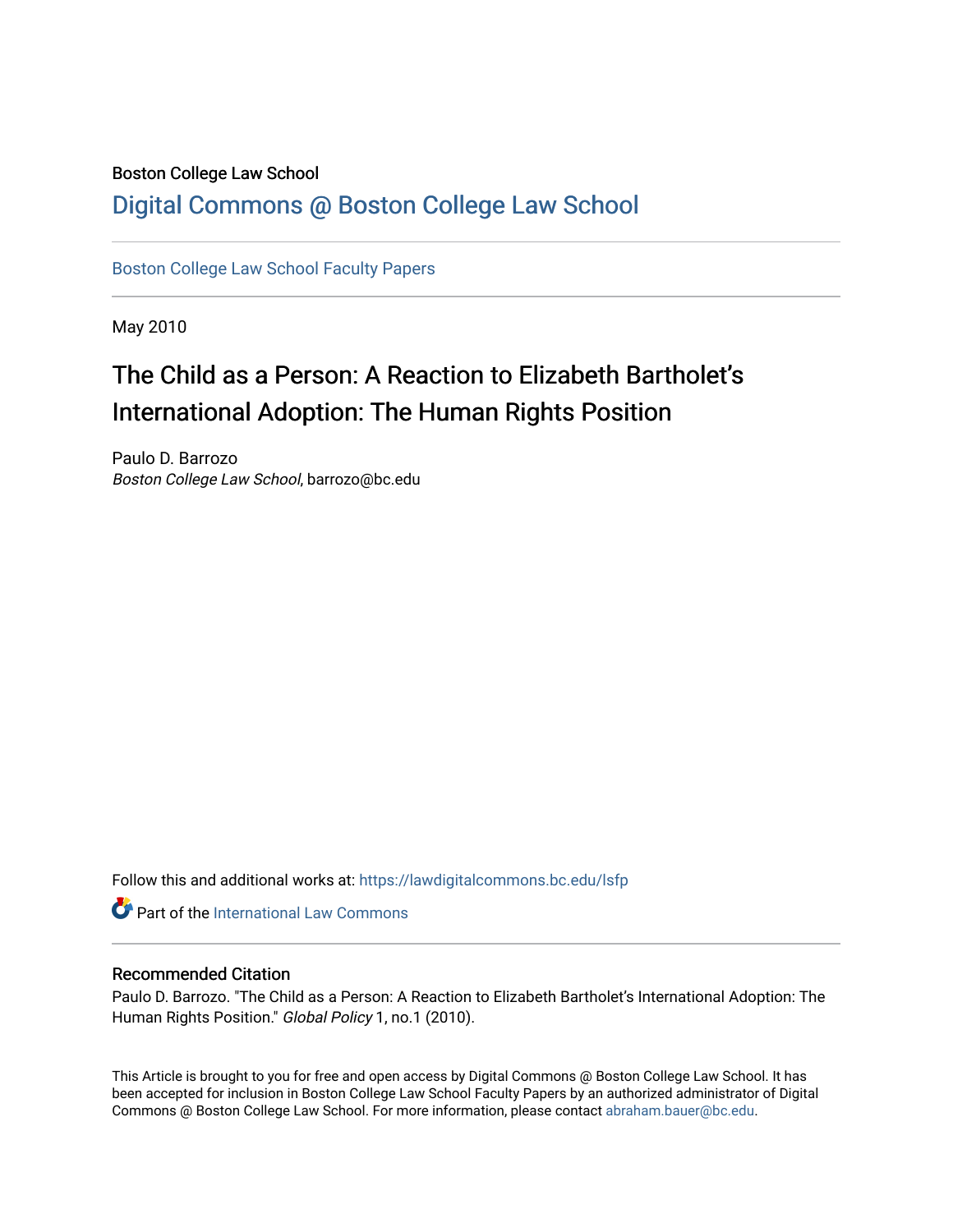Boston College Law School

# Digital Commons @ Boston College Law School

Boston College Law School Faculty Papers

May 2010

# The Child as a Person: A Reaction to Elizabeth Bartholet's International Adoption: The Human Rights Position

Paulo D. Barrozo
*Boston College Law School*, barrozo@bc.edu

Follow this and additional works at: https://lawdigitalcommons.bc.edu/lsfp

Part of the International Law Commons

## Recommended Citation

Paulo D. Barrozo. "The Child as a Person: A Reaction to Elizabeth Bartholet's International Adoption: The Human Rights Position." *Global Policy* 1, no.1 (2010).

This Article is brought to you for free and open access by Digital Commons @ Boston College Law School. It has been accepted for inclusion in Boston College Law School Faculty Papers by an authorized administrator of Digital Commons @ Boston College Law School. For more information, please contact abraham.bauer@bc.edu.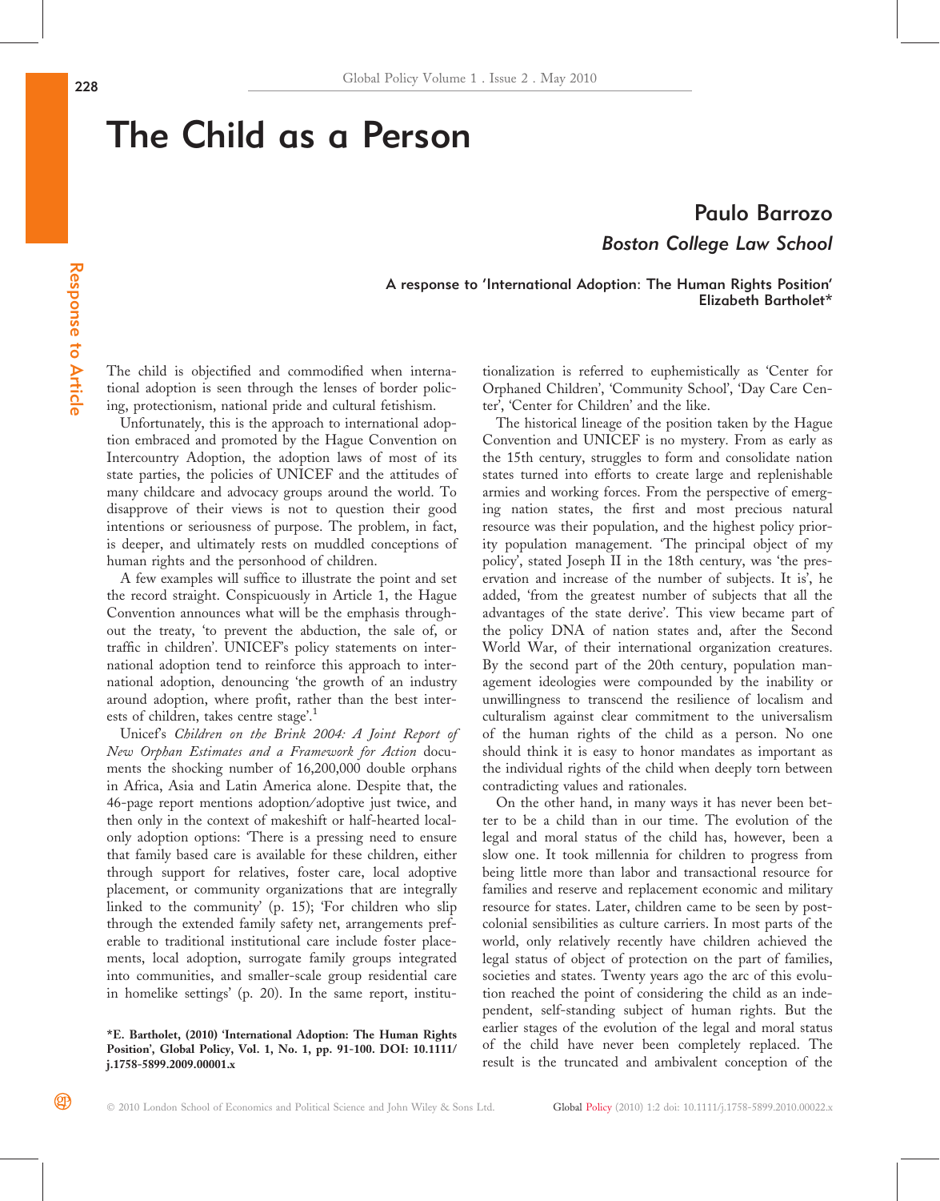# The Child as a Person

## Paulo Barrozo

### *Boston College Law School*

**A response to 'International Adoption: The Human Rights Position' Elizabeth Bartholet***

Response to Article

The child is objectified and commodified when international adoption is seen through the lenses of border policing, protectionism, national pride and cultural fetishism.

Unfortunately, this is the approach to international adoption embraced and promoted by the Hague Convention on Intercountry Adoption, the adoption laws of most of its state parties, the policies of UNICEF and the attitudes of many childcare and advocacy groups around the world. To disapprove of their views is not to question their good intentions or seriousness of purpose. The problem, in fact, is deeper, and ultimately rests on muddled conceptions of human rights and the personhood of children.

A few examples will suffice to illustrate the point and set the record straight. Conspicuously in Article 1, the Hague Convention announces what will be the emphasis throughout the treaty, 'to prevent the abduction, the sale of, or traffic in children'. UNICEF's policy statements on international adoption tend to reinforce this approach to international adoption, denouncing 'the growth of an industry around adoption, where profit, rather than the best interests of children, takes centre stage'.[1]

Unicef's *Children on the Brink 2004: A Joint Report of New Orphan Estimates and a Framework for Action* documents the shocking number of 16,200,000 double orphans in Africa, Asia and Latin America alone. Despite that, the 46-page report mentions adoption/adoptive just twice, and then only in the context of makeshift or half-hearted local-only adoption options: 'There is a pressing need to ensure that family based care is available for these children, either through support for relatives, foster care, local adoptive placement, or community organizations that are integrally linked to the community' (p. 15); 'For children who slip through the extended family safety net, arrangements preferable to traditional institutional care include foster placements, local adoption, surrogate family groups integrated into communities, and smaller-scale group residential care in homelike settings' (p. 20). In the same report, institutionalization is referred to euphemistically as 'Center for Orphaned Children', 'Community School', 'Day Care Center', 'Center for Children' and the like.

The historical lineage of the position taken by the Hague Convention and UNICEF is no mystery. From as early as the 15th century, struggles to form and consolidate nation states turned into efforts to create large and replenishable armies and working forces. From the perspective of emerging nation states, the first and most precious natural resource was their population, and the highest policy priority population management. 'The principal object of my policy', stated Joseph II in the 18th century, was 'the preservation and increase of the number of subjects. It is', he added, 'from the greatest number of subjects that all the advantages of the state derive'. This view became part of the policy DNA of nation states and, after the Second World War, of their international organization creatures. By the second part of the 20th century, population management ideologies were compounded by the inability or unwillingness to transcend the resilience of localism and culturalism against clear commitment to the universalism of the human rights of the child as a person. No one should think it is easy to honor mandates as important as the individual rights of the child when deeply torn between contradicting values and rationales.

On the other hand, in many ways it has never been better to be a child than in our time. The evolution of the legal and moral status of the child has, however, been a slow one. It took millennia for children to progress from being little more than labor and transactional resource for families and reserve and replacement economic and military resource for states. Later, children came to be seen by post-colonial sensibilities as culture carriers. In most parts of the world, only relatively recently have children achieved the legal status of object of protection on the part of families, societies and states. Twenty years ago the arc of this evolution reached the point of considering the child as an independent, self-standing subject of human rights. But the earlier stages of the evolution of the legal and moral status of the child have never been completely replaced. The result is the truncated and ambivalent conception of the

**\*E. Bartholet, (2010) 'International Adoption: The Human Rights Position', Global Policy, Vol. 1, No. 1, pp. 91-100. DOI: 10.1111/j.1758-5899.2009.00001.x**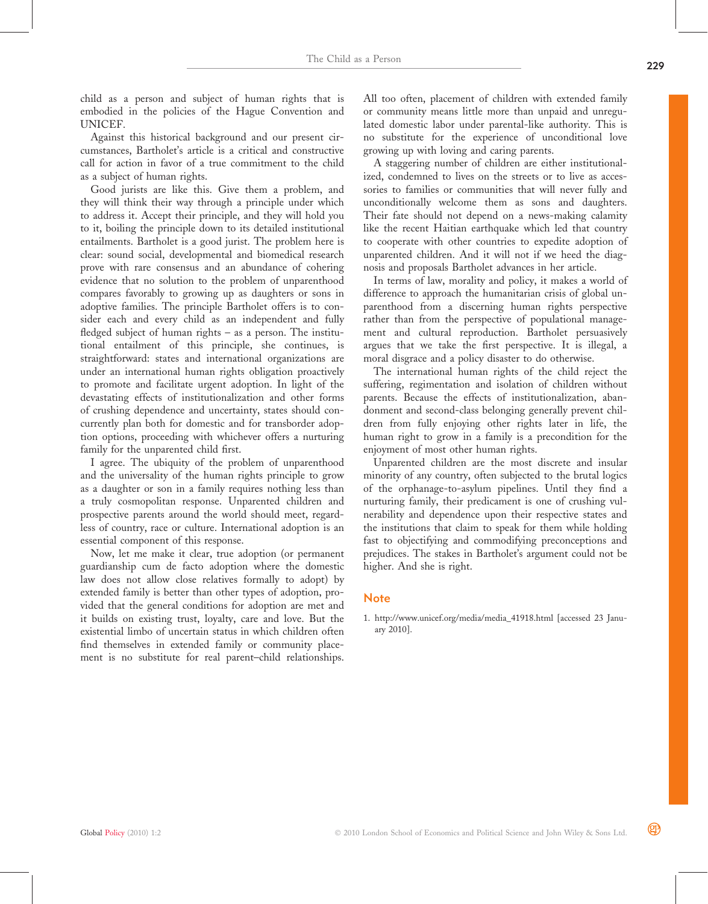child as a person and subject of human rights that is embodied in the policies of the Hague Convention and UNICEF.

Against this historical background and our present circumstances, Bartholet's article is a critical and constructive call for action in favor of a true commitment to the child as a subject of human rights.

Good jurists are like this. Give them a problem, and they will think their way through a principle under which to address it. Accept their principle, and they will hold you to it, boiling the principle down to its detailed institutional entailments. Bartholet is a good jurist. The problem here is clear: sound social, developmental and biomedical research prove with rare consensus and an abundance of cohering evidence that no solution to the problem of unparenthood compares favorably to growing up as daughters or sons in adoptive families. The principle Bartholet offers is to consider each and every child as an independent and fully fledged subject of human rights – as a person. The institutional entailment of this principle, she continues, is straightforward: states and international organizations are under an international human rights obligation proactively to promote and facilitate urgent adoption. In light of the devastating effects of institutionalization and other forms of crushing dependence and uncertainty, states should concurrently plan both for domestic and for transborder adoption options, proceeding with whichever offers a nurturing family for the unparented child first.

I agree. The ubiquity of the problem of unparenthood and the universality of the human rights principle to grow as a daughter or son in a family requires nothing less than a truly cosmopolitan response. Unparented children and prospective parents around the world should meet, regardless of country, race or culture. International adoption is an essential component of this response.

Now, let me make it clear, true adoption (or permanent guardianship cum de facto adoption where the domestic law does not allow close relatives formally to adopt) by extended family is better than other types of adoption, provided that the general conditions for adoption are met and it builds on existing trust, loyalty, care and love. But the existential limbo of uncertain status in which children often find themselves in extended family or community placement is no substitute for real parent–child relationships. All too often, placement of children with extended family or community means little more than unpaid and unregulated domestic labor under parental-like authority. This is no substitute for the experience of unconditional love growing up with loving and caring parents.

A staggering number of children are either institutionalized, condemned to lives on the streets or to live as accessories to families or communities that will never fully and unconditionally welcome them as sons and daughters. Their fate should not depend on a news-making calamity like the recent Haitian earthquake which led that country to cooperate with other countries to expedite adoption of unparented children. And it will not if we heed the diagnosis and proposals Bartholet advances in her article.

In terms of law, morality and policy, it makes a world of difference to approach the humanitarian crisis of global unparenthood from a discerning human rights perspective rather than from the perspective of populational management and cultural reproduction. Bartholet persuasively argues that we take the first perspective. It is illegal, a moral disgrace and a policy disaster to do otherwise.

The international human rights of the child reject the suffering, regimentation and isolation of children without parents. Because the effects of institutionalization, abandonment and second-class belonging generally prevent children from fully enjoying other rights later in life, the human right to grow in a family is a precondition for the enjoyment of most other human rights.

Unparented children are the most discrete and insular minority of any country, often subjected to the brutal logics of the orphanage-to-asylum pipelines. Until they find a nurturing family, their predicament is one of crushing vulnerability and dependence upon their respective states and the institutions that claim to speak for them while holding fast to objectifying and commodifying preconceptions and prejudices. The stakes in Bartholet's argument could not be higher. And she is right.

## Note

1. http://www.unicef.org/media/media_41918.html [accessed 23 January 2010].